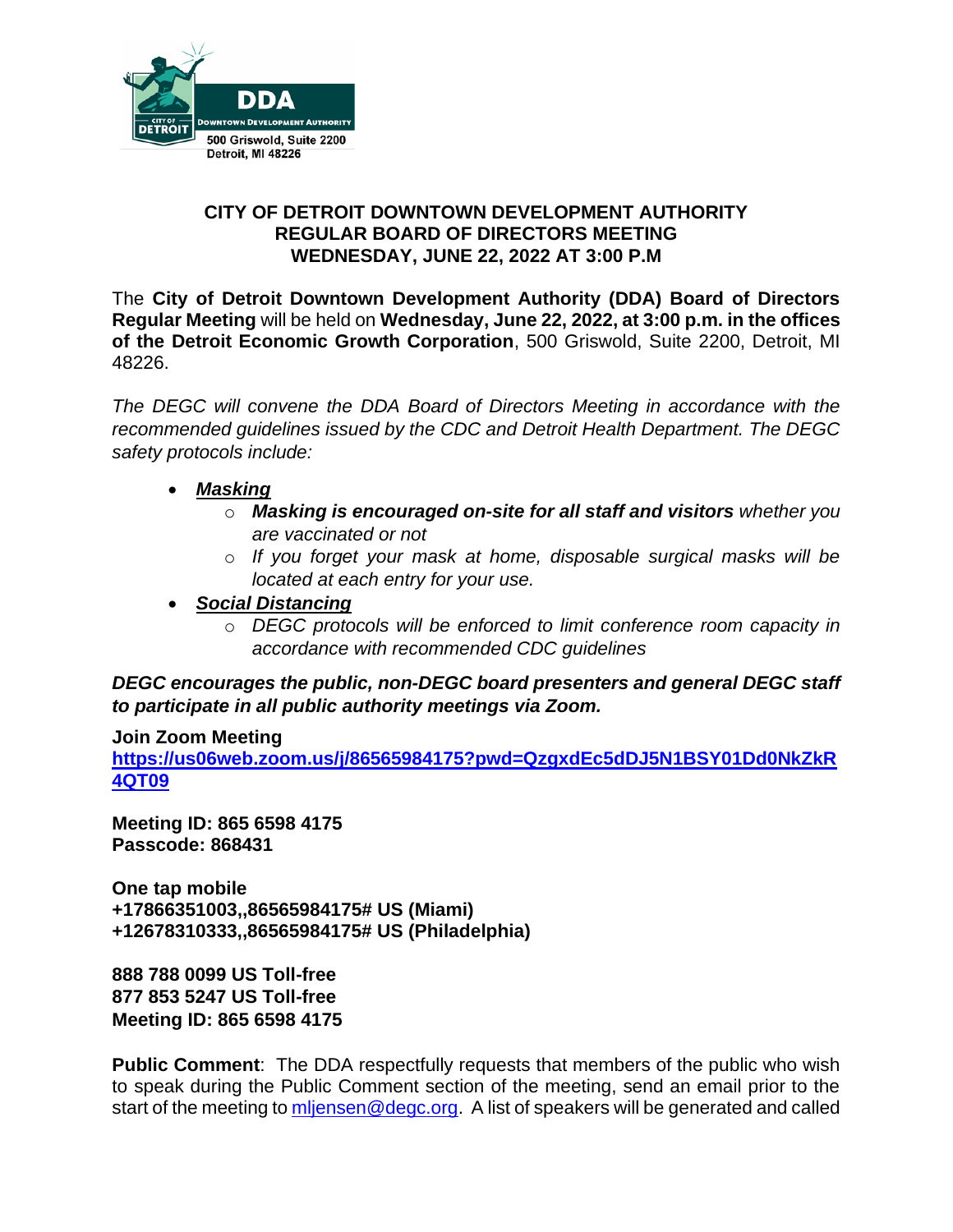DDA

DOWNTOWN DEVELOPMENT AUTHORITY

500 Griswold, Suite 2200
Detroit, MI 48226

# CITY OF DETROIT DOWNTOWN DEVELOPMENT AUTHORITY
## REGULAR BOARD OF DIRECTORS MEETING
## WEDNESDAY, JUNE 22, 2022 AT 3:00 P.M

The **City of Detroit Downtown Development Authority (DDA) Board of Directors Regular Meeting** will be held on **Wednesday, June 22, 2022, at 3:00 p.m. in the offices of the Detroit Economic Growth Corporation**, 500 Griswold, Suite 2200, Detroit, MI 48226.

*The DEGC will convene the DDA Board of Directors Meeting in accordance with the recommended guidelines issued by the CDC and Detroit Health Department. The DEGC safety protocols include:*

- ***Masking***
  - ***Masking is encouraged on-site for all staff and visitors*** *whether you are vaccinated or not*
  - *If you forget your mask at home, disposable surgical masks will be located at each entry for your use.*
- ***Social Distancing***
  - *DEGC protocols will be enforced to limit conference room capacity in accordance with recommended CDC guidelines*

***DEGC encourages the public, non-DEGC board presenters and general DEGC staff to participate in all public authority meetings via Zoom.***

**Join Zoom Meeting**
**https://us06web.zoom.us/j/86565984175?pwd=QzgxdEc5dDJ5N1BSY01Dd0NkZkR4QT09**

**Meeting ID: 865 6598 4175**
**Passcode: 868431**

**One tap mobile**
**+17866351003,,86565984175# US (Miami)**
**+12678310333,,86565984175# US (Philadelphia)**

**888 788 0099 US Toll-free**
**877 853 5247 US Toll-free**
**Meeting ID: 865 6598 4175**

**Public Comment**: The DDA respectfully requests that members of the public who wish to speak during the Public Comment section of the meeting, send an email prior to the start of the meeting to mljensen@degc.org. A list of speakers will be generated and called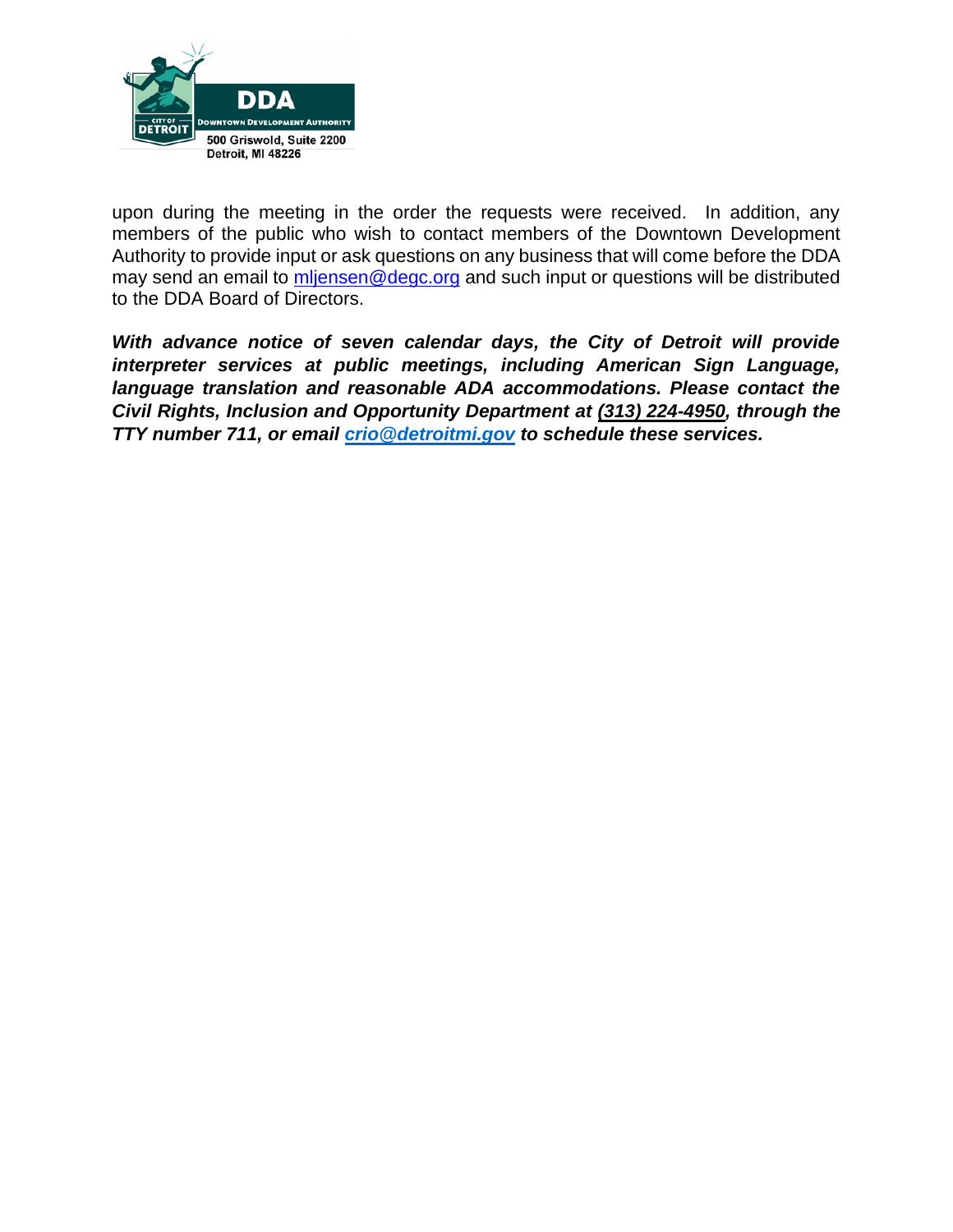upon during the meeting in the order the requests were received. In addition, any members of the public who wish to contact members of the Downtown Development Authority to provide input or ask questions on any business that will come before the DDA may send an email to mljensen@degc.org and such input or questions will be distributed to the DDA Board of Directors.

***With advance notice of seven calendar days, the City of Detroit will provide interpreter services at public meetings, including American Sign Language, language translation and reasonable ADA accommodations. Please contact the Civil Rights, Inclusion and Opportunity Department at (313) 224-4950, through the TTY number 711, or email crio@detroitmi.gov to schedule these services.***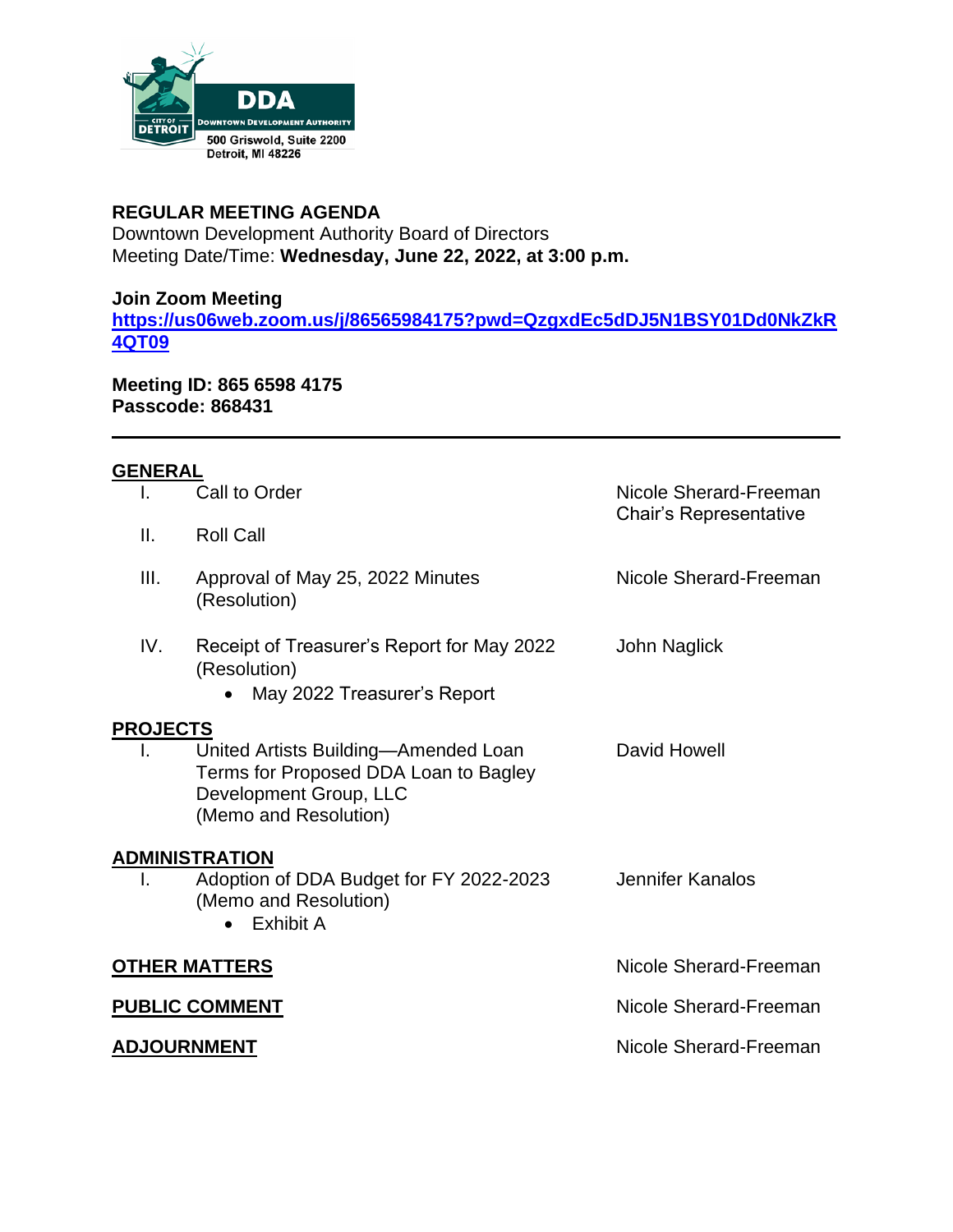DDA
DOWNTOWN DEVELOPMENT AUTHORITY
CITY OF DETROIT
500 Griswold, Suite 2200
Detroit, MI 48226

**REGULAR MEETING AGENDA**
Downtown Development Authority Board of Directors
Meeting Date/Time: **Wednesday, June 22, 2022, at 3:00 p.m.**

**Join Zoom Meeting**
**https://us06web.zoom.us/j/86565984175?pwd=QzgxdEc5dDJ5N1BSY01Dd0NkZkR4QT09**

**Meeting ID: 865 6598 4175**
**Passcode: 868431**

---

**GENERAL**

| | | |
|---|---|---|
| I. | Call to Order | Nicole Sherard-Freeman<br>Chair's Representative |
| II. | Roll Call | |
| III. | Approval of May 25, 2022 Minutes<br>(Resolution) | Nicole Sherard-Freeman |
| IV. | Receipt of Treasurer's Report for May 2022<br>(Resolution)<br>• May 2022 Treasurer's Report | John Naglick |

**PROJECTS**

| | | |
|---|---|---|
| I. | United Artists Building—Amended Loan Terms for Proposed DDA Loan to Bagley Development Group, LLC<br>(Memo and Resolution) | David Howell |

**ADMINISTRATION**

| | | |
|---|---|---|
| I. | Adoption of DDA Budget for FY 2022-2023<br>(Memo and Resolution)<br>• Exhibit A | Jennifer Kanalos |

| | |
|---|---|
| **OTHER MATTERS** | Nicole Sherard-Freeman |
| **PUBLIC COMMENT** | Nicole Sherard-Freeman |
| **ADJOURNMENT** | Nicole Sherard-Freeman |